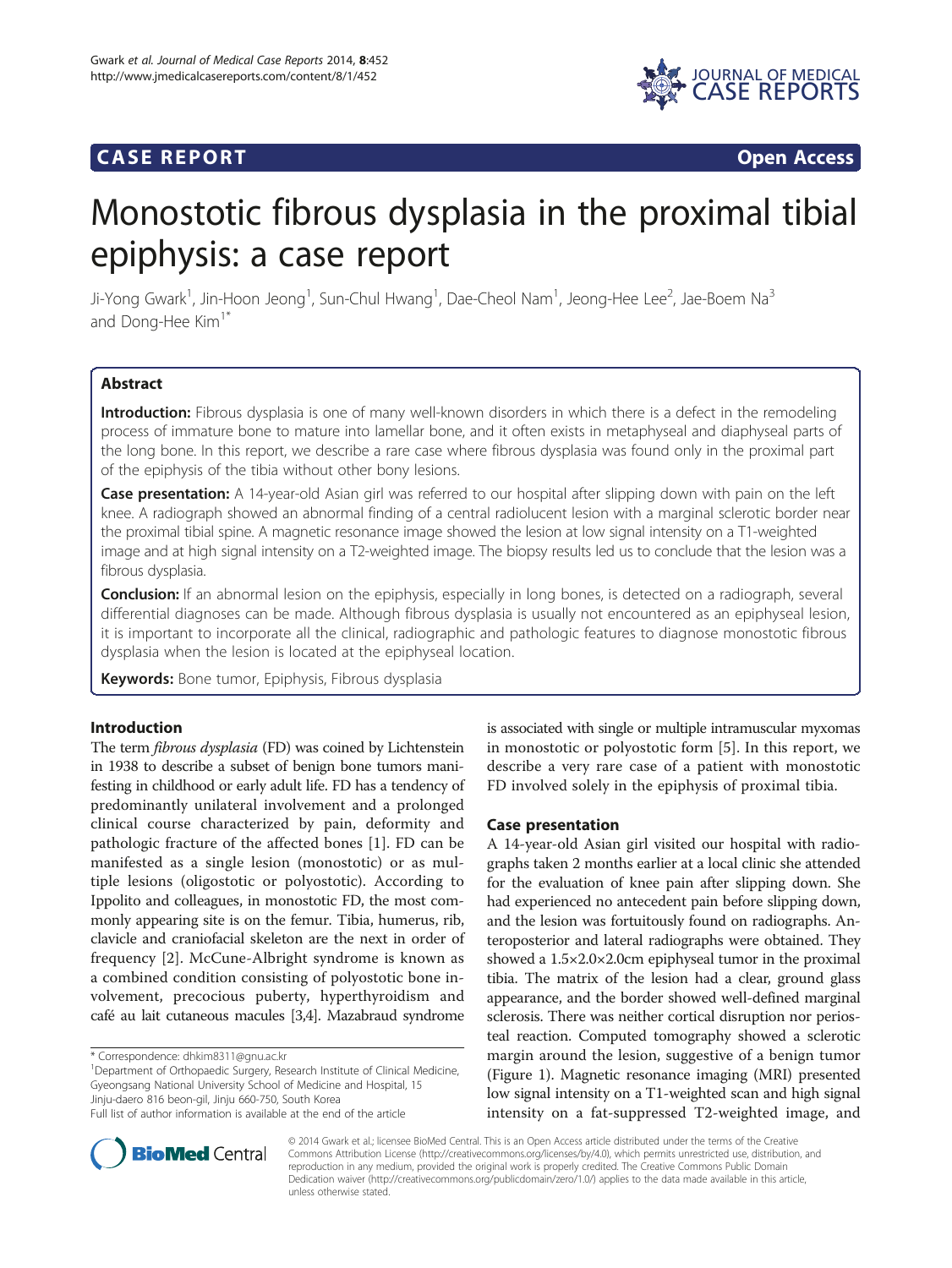## CASE REPORT Open Access

# Monostotic fibrous dysplasia in the proximal tibial epiphysis: a case report

Ji-Yong Gwark[1], Jin-Hoon Jeong[1], Sun-Chul Hwang[1], Dae-Cheol Nam[1], Jeong-Hee Lee[2], Jae-Boem Na[3] and Dong-Hee Kim[1*]

## Abstract

**Introduction:** Fibrous dysplasia is one of many well-known disorders in which there is a defect in the remodeling process of immature bone to mature into lamellar bone, and it often exists in metaphyseal and diaphyseal parts of the long bone. In this report, we describe a rare case where fibrous dysplasia was found only in the proximal part of the epiphysis of the tibia without other bony lesions.

**Case presentation:** A 14-year-old Asian girl was referred to our hospital after slipping down with pain on the left knee. A radiograph showed an abnormal finding of a central radiolucent lesion with a marginal sclerotic border near the proximal tibial spine. A magnetic resonance image showed the lesion at low signal intensity on a T1-weighted image and at high signal intensity on a T2-weighted image. The biopsy results led us to conclude that the lesion was a fibrous dysplasia.

**Conclusion:** If an abnormal lesion on the epiphysis, especially in long bones, is detected on a radiograph, several differential diagnoses can be made. Although fibrous dysplasia is usually not encountered as an epiphyseal lesion, it is important to incorporate all the clinical, radiographic and pathologic features to diagnose monostotic fibrous dysplasia when the lesion is located at the epiphyseal location.

**Keywords:** Bone tumor, Epiphysis, Fibrous dysplasia

## Introduction

The term *fibrous dysplasia* (FD) was coined by Lichtenstein in 1938 to describe a subset of benign bone tumors manifesting in childhood or early adult life. FD has a tendency of predominantly unilateral involvement and a prolonged clinical course characterized by pain, deformity and pathologic fracture of the affected bones [1]. FD can be manifested as a single lesion (monostotic) or as multiple lesions (oligostotic or polyostotic). According to Ippolito and colleagues, in monostotic FD, the most commonly appearing site is on the femur. Tibia, humerus, rib, clavicle and craniofacial skeleton are the next in order of frequency [2]. McCune-Albright syndrome is known as a combined condition consisting of polyostotic bone involvement, precocious puberty, hyperthyroidism and café au lait cutaneous macules [3,4]. Mazabraud syndrome is associated with single or multiple intramuscular myxomas in monostotic or polyostotic form [5]. In this report, we describe a very rare case of a patient with monostotic FD involved solely in the epiphysis of proximal tibia.

## Case presentation

A 14-year-old Asian girl visited our hospital with radiographs taken 2 months earlier at a local clinic she attended for the evaluation of knee pain after slipping down. She had experienced no antecedent pain before slipping down, and the lesion was fortuitously found on radiographs. Anteroposterior and lateral radiographs were obtained. They showed a 1.5×2.0×2.0cm epiphyseal tumor in the proximal tibia. The matrix of the lesion had a clear, ground glass appearance, and the border showed well-defined marginal sclerosis. There was neither cortical disruption nor periosteal reaction. Computed tomography showed a sclerotic margin around the lesion, suggestive of a benign tumor (Figure 1). Magnetic resonance imaging (MRI) presented low signal intensity on a T1-weighted scan and high signal intensity on a fat-suppressed T2-weighted image, and

\* Correspondence: dhkim8311@gnu.ac.kr
[1]Department of Orthopaedic Surgery, Research Institute of Clinical Medicine, Gyeongsang National University School of Medicine and Hospital, 15 Jinju-daero 816 beon-gil, Jinju 660-750, South Korea
Full list of author information is available at the end of the article

© 2014 Gwark et al.; licensee BioMed Central. This is an Open Access article distributed under the terms of the Creative Commons Attribution License (http://creativecommons.org/licenses/by/4.0), which permits unrestricted use, distribution, and reproduction in any medium, provided the original work is properly credited. The Creative Commons Public Domain Dedication waiver (http://creativecommons.org/publicdomain/zero/1.0/) applies to the data made available in this article, unless otherwise stated.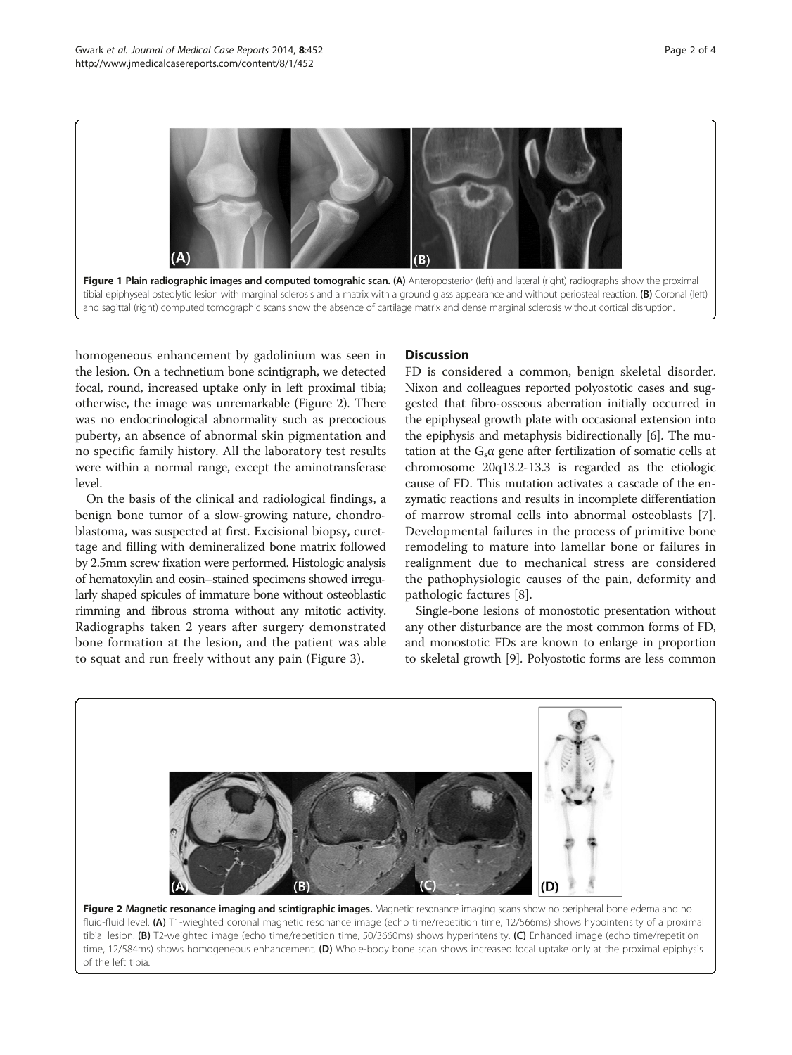**Figure 1 Plain radiographic images and computed tomograhic scan.** **(A)** Anteroposterior (left) and lateral (right) radiographs show the proximal tibial epiphyseal osteolytic lesion with marginal sclerosis and a matrix with a ground glass appearance and without periosteal reaction. **(B)** Coronal (left) and sagittal (right) computed tomographic scans show the absence of cartilage matrix and dense marginal sclerosis without cortical disruption.

homogeneous enhancement by gadolinium was seen in the lesion. On a technetium bone scintigraph, we detected focal, round, increased uptake only in left proximal tibia; otherwise, the image was unremarkable (Figure 2). There was no endocrinological abnormality such as precocious puberty, an absence of abnormal skin pigmentation and no specific family history. All the laboratory test results were within a normal range, except the aminotransferase level.

On the basis of the clinical and radiological findings, a benign bone tumor of a slow-growing nature, chondroblastoma, was suspected at first. Excisional biopsy, curettage and filling with demineralized bone matrix followed by 2.5mm screw fixation were performed. Histologic analysis of hematoxylin and eosin–stained specimens showed irregularly shaped spicules of immature bone without osteoblastic rimming and fibrous stroma without any mitotic activity. Radiographs taken 2 years after surgery demonstrated bone formation at the lesion, and the patient was able to squat and run freely without any pain (Figure 3).

## Discussion

FD is considered a common, benign skeletal disorder. Nixon and colleagues reported polyostotic cases and suggested that fibro-osseous aberration initially occurred in the epiphyseal growth plate with occasional extension into the epiphysis and metaphysis bidirectionally [6]. The mutation at the $G_s\alpha$ gene after fertilization of somatic cells at chromosome 20q13.2-13.3 is regarded as the etiologic cause of FD. This mutation activates a cascade of the enzymatic reactions and results in incomplete differentiation of marrow stromal cells into abnormal osteoblasts [7]. Developmental failures in the process of primitive bone remodeling to mature into lamellar bone or failures in realignment due to mechanical stress are considered the pathophysiologic causes of the pain, deformity and pathologic factures [8].

Single-bone lesions of monostotic presentation without any other disturbance are the most common forms of FD, and monostotic FDs are known to enlarge in proportion to skeletal growth [9]. Polyostotic forms are less common

**Figure 2 Magnetic resonance imaging and scintigraphic images.** Magnetic resonance imaging scans show no peripheral bone edema and no fluid-fluid level. **(A)** T1-wieghted coronal magnetic resonance image (echo time/repetition time, 12/566ms) shows hypointensity of a proximal tibial lesion. **(B)** T2-weighted image (echo time/repetition time, 50/3660ms) shows hyperintensity. **(C)** Enhanced image (echo time/repetition time, 12/584ms) shows homogeneous enhancement. **(D)** Whole-body bone scan shows increased focal uptake only at the proximal epiphysis of the left tibia.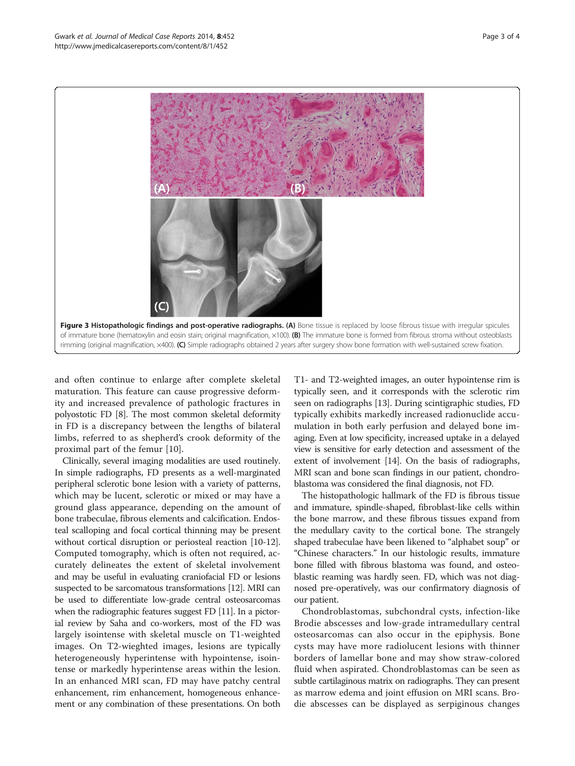**Figure 3 Histopathologic findings and post-operative radiographs.** **(A)** Bone tissue is replaced by loose fibrous tissue with irregular spicules of immature bone (hematoxylin and eosin stain; original magnification, ×100). **(B)** The immature bone is formed from fibrous stroma without osteoblasts rimming (original magnification, ×400). **(C)** Simple radiographs obtained 2 years after surgery show bone formation with well-sustained screw fixation.

and often continue to enlarge after complete skeletal maturation. This feature can cause progressive deformity and increased prevalence of pathologic fractures in polyostotic FD [8]. The most common skeletal deformity in FD is a discrepancy between the lengths of bilateral limbs, referred to as shepherd's crook deformity of the proximal part of the femur [10].

Clinically, several imaging modalities are used routinely. In simple radiographs, FD presents as a well-marginated peripheral sclerotic bone lesion with a variety of patterns, which may be lucent, sclerotic or mixed or may have a ground glass appearance, depending on the amount of bone trabeculae, fibrous elements and calcification. Endosteal scalloping and focal cortical thinning may be present without cortical disruption or periosteal reaction [10-12]. Computed tomography, which is often not required, accurately delineates the extent of skeletal involvement and may be useful in evaluating craniofacial FD or lesions suspected to be sarcomatous transformations [12]. MRI can be used to differentiate low-grade central osteosarcomas when the radiographic features suggest FD [11]. In a pictorial review by Saha and co-workers, most of the FD was largely isointense with skeletal muscle on T1-weighted images. On T2-wieghted images, lesions are typically heterogeneously hyperintense with hypointense, isointense or markedly hyperintense areas within the lesion. In an enhanced MRI scan, FD may have patchy central enhancement, rim enhancement, homogeneous enhancement or any combination of these presentations. On both T1- and T2-weighted images, an outer hypointense rim is typically seen, and it corresponds with the sclerotic rim seen on radiographs [13]. During scintigraphic studies, FD typically exhibits markedly increased radionuclide accumulation in both early perfusion and delayed bone imaging. Even at low specificity, increased uptake in a delayed view is sensitive for early detection and assessment of the extent of involvement [14]. On the basis of radiographs, MRI scan and bone scan findings in our patient, chondroblastoma was considered the final diagnosis, not FD.

The histopathologic hallmark of the FD is fibrous tissue and immature, spindle-shaped, fibroblast-like cells within the bone marrow, and these fibrous tissues expand from the medullary cavity to the cortical bone. The strangely shaped trabeculae have been likened to "alphabet soup" or "Chinese characters." In our histologic results, immature bone filled with fibrous blastoma was found, and osteoblastic reaming was hardly seen. FD, which was not diagnosed pre-operatively, was our confirmatory diagnosis of our patient.

Chondroblastomas, subchondral cysts, infection-like Brodie abscesses and low-grade intramedullary central osteosarcomas can also occur in the epiphysis. Bone cysts may have more radiolucent lesions with thinner borders of lamellar bone and may show straw-colored fluid when aspirated. Chondroblastomas can be seen as subtle cartilaginous matrix on radiographs. They can present as marrow edema and joint effusion on MRI scans. Brodie abscesses can be displayed as serpiginous changes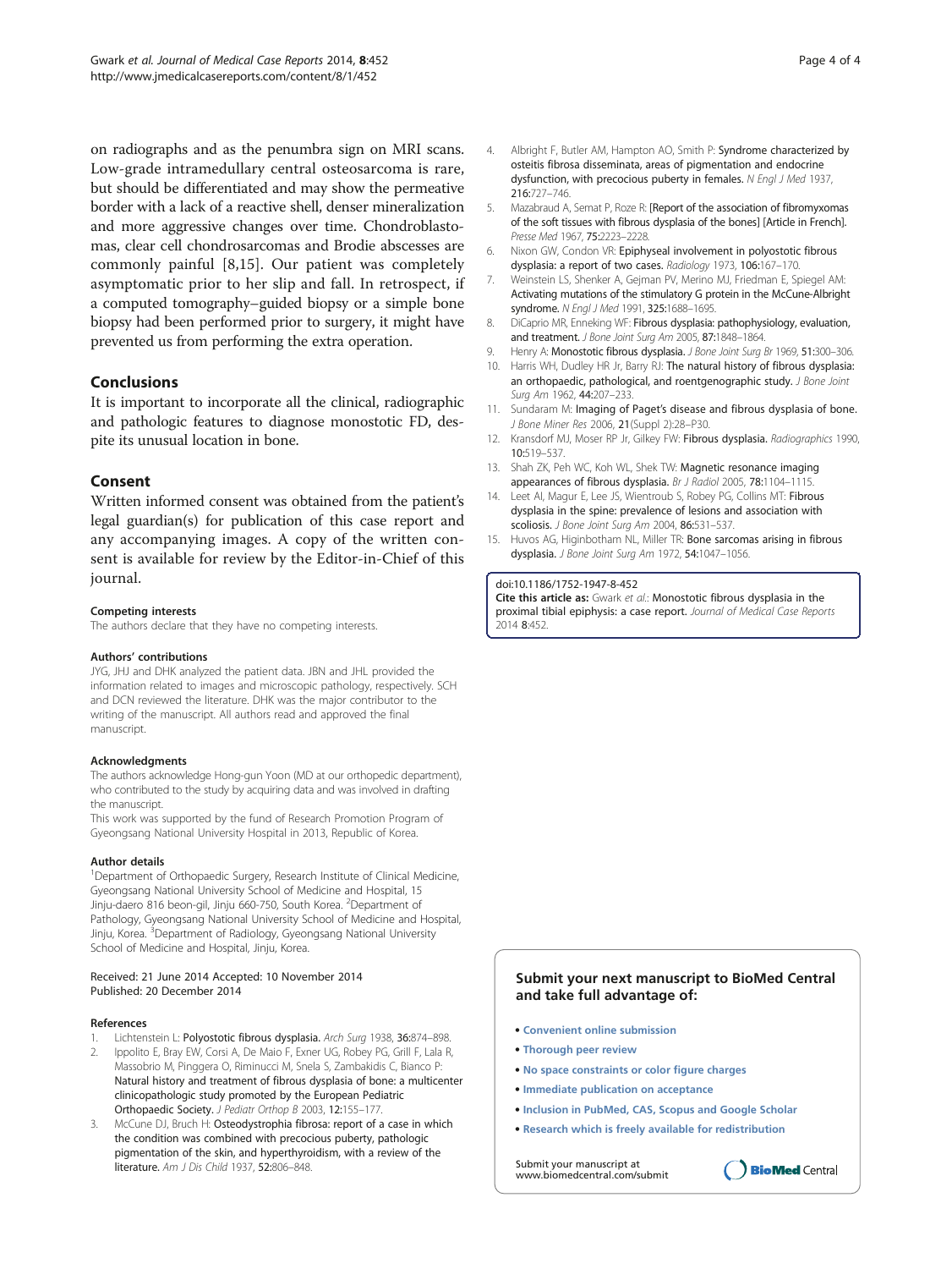on radiographs and as the penumbra sign on MRI scans. Low-grade intramedullary central osteosarcoma is rare, but should be differentiated and may show the permeative border with a lack of a reactive shell, denser mineralization and more aggressive changes over time. Chondroblastomas, clear cell chondrosarcomas and Brodie abscesses are commonly painful [8,15]. Our patient was completely asymptomatic prior to her slip and fall. In retrospect, if a computed tomography–guided biopsy or a simple bone biopsy had been performed prior to surgery, it might have prevented us from performing the extra operation.

## Conclusions

It is important to incorporate all the clinical, radiographic and pathologic features to diagnose monostotic FD, despite its unusual location in bone.

## Consent

Written informed consent was obtained from the patient's legal guardian(s) for publication of this case report and any accompanying images. A copy of the written consent is available for review by the Editor-in-Chief of this journal.

#### Competing interests

The authors declare that they have no competing interests.

#### Authors' contributions

JYG, JHJ and DHK analyzed the patient data. JBN and JHL provided the information related to images and microscopic pathology, respectively. SCH and DCN reviewed the literature. DHK was the major contributor to the writing of the manuscript. All authors read and approved the final manuscript.

#### Acknowledgments

The authors acknowledge Hong-gun Yoon (MD at our orthopedic department), who contributed to the study by acquiring data and was involved in drafting the manuscript.

This work was supported by the fund of Research Promotion Program of Gyeongsang National University Hospital in 2013, Republic of Korea.

#### Author details

[1]Department of Orthopaedic Surgery, Research Institute of Clinical Medicine, Gyeongsang National University School of Medicine and Hospital, 15 Jinju-daero 816 beon-gil, Jinju 660-750, South Korea. [2]Department of Pathology, Gyeongsang National University School of Medicine and Hospital, Jinju, Korea. [3]Department of Radiology, Gyeongsang National University School of Medicine and Hospital, Jinju, Korea.

Received: 21 June 2014 Accepted: 10 November 2014
Published: 20 December 2014

#### References

1. Lichtenstein L: **Polyostotic fibrous dysplasia.** *Arch Surg* 1938, **36:**874–898.
2. Ippolito E, Bray EW, Corsi A, De Maio F, Exner UG, Robey PG, Grill F, Lala R, Massobrio M, Pinggera O, Riminucci M, Snela S, Zambakidis C, Bianco P: **Natural history and treatment of fibrous dysplasia of bone: a multicenter clinicopathologic study promoted by the European Pediatric Orthopaedic Society.** *J Pediatr Orthop B* 2003, **12:**155–177.
3. McCune DJ, Bruch H: **Osteodystrophia fibrosa: report of a case in which the condition was combined with precocious puberty, pathologic pigmentation of the skin, and hyperthyroidism, with a review of the literature.** *Am J Dis Child* 1937, **52:**806–848.
4. Albright F, Butler AM, Hampton AO, Smith P: **Syndrome characterized by osteitis fibrosa disseminata, areas of pigmentation and endocrine dysfunction, with precocious puberty in females.** *N Engl J Med* 1937, **216:**727–746.
5. Mazabraud A, Semat P, Roze R: **[Report of the association of fibromyxomas of the soft tissues with fibrous dysplasia of the bones] [Article in French].** *Presse Med* 1967, **75:**2223–2228.
6. Nixon GW, Condon VR: **Epiphyseal involvement in polyostotic fibrous dysplasia: a report of two cases.** *Radiology* 1973, **106:**167–170.
7. Weinstein LS, Shenker A, Gejman PV, Merino MJ, Friedman E, Spiegel AM: **Activating mutations of the stimulatory G protein in the McCune-Albright syndrome.** *N Engl J Med* 1991, **325:**1688–1695.
8. DiCaprio MR, Enneking WF: **Fibrous dysplasia: pathophysiology, evaluation, and treatment.** *J Bone Joint Surg Am* 2005, **87:**1848–1864.
9. Henry A: **Monostotic fibrous dysplasia.** *J Bone Joint Surg Br* 1969, **51:**300–306.
10. Harris WH, Dudley HR Jr, Barry RJ: **The natural history of fibrous dysplasia: an orthopaedic, pathological, and roentgenographic study.** *J Bone Joint Surg Am* 1962, **44:**207–233.
11. Sundaram M: **Imaging of Paget's disease and fibrous dysplasia of bone.** *J Bone Miner Res* 2006, **21**(Suppl 2):28–P30.
12. Kransdorf MJ, Moser RP Jr, Gilkey FW: **Fibrous dysplasia.** *Radiographics* 1990, **10:**519–537.
13. Shah ZK, Peh WC, Koh WL, Shek TW: **Magnetic resonance imaging appearances of fibrous dysplasia.** *Br J Radiol* 2005, **78:**1104–1115.
14. Leet AI, Magur E, Lee JS, Wientroub S, Robey PG, Collins MT: **Fibrous dysplasia in the spine: prevalence of lesions and association with scoliosis.** *J Bone Joint Surg Am* 2004, **86:**531–537.
15. Huvos AG, Higinbotham NL, Miller TR: **Bone sarcomas arising in fibrous dysplasia.** *J Bone Joint Surg Am* 1972, **54:**1047–1056.

doi:10.1186/1752-1947-8-452
**Cite this article as:** Gwark *et al.*: Monostotic fibrous dysplasia in the proximal tibial epiphysis: a case report. *Journal of Medical Case Reports* 2014 **8**:452.